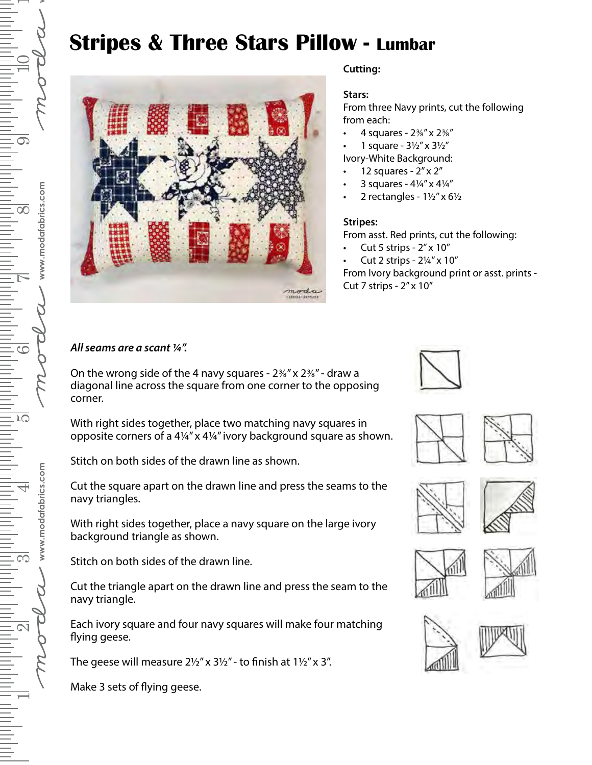# Stripes & Three Stars Pillow - Lumbar

**Cutting:**

**Stars:**
From three Navy prints, cut the following from each:

- 4 squares - 2⅜" x 2⅜"
- 1 square - 3½" x 3½"

Ivory-White Background:

- 12 squares - 2" x 2"
- 3 squares - 4¼" x 4¼"
- 2 rectangles - 1½" x 6½

**Stripes:**
From asst. Red prints, cut the following:

- Cut 5 strips - 2" x 10"
- Cut 2 strips - 2¼" x 10"

From Ivory background print or asst. prints - Cut 7 strips - 2" x 10"

***All seams are a scant ¼".***

On the wrong side of the 4 navy squares - 2⅜" x 2⅜" - draw a diagonal line across the square from one corner to the opposing corner.

With right sides together, place two matching navy squares in opposite corners of a 4¼" x 4¼" ivory background square as shown.

Stitch on both sides of the drawn line as shown.

Cut the square apart on the drawn line and press the seams to the navy triangles.

With right sides together, place a navy square on the large ivory background triangle as shown.

Stitch on both sides of the drawn line.

Cut the triangle apart on the drawn line and press the seam to the navy triangle.

Each ivory square and four navy squares will make four matching flying geese.

The geese will measure 2½" x 3½" - to finish at 1½" x 3".

Make 3 sets of flying geese.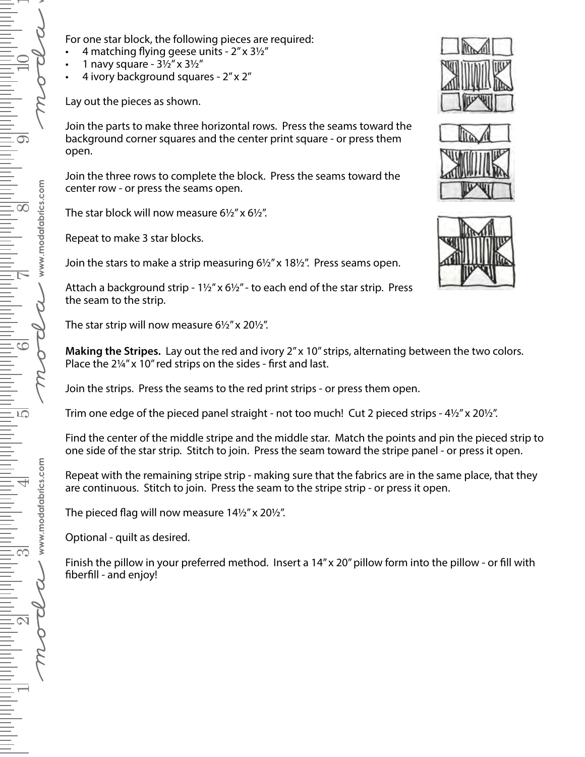For one star block, the following pieces are required:

- 4 matching flying geese units - 2″ x 3½″
- 1 navy square - 3½″ x 3½″
- 4 ivory background squares - 2″ x 2″

Lay out the pieces as shown.

Join the parts to make three horizontal rows. Press the seams toward the background corner squares and the center print square - or press them open.

Join the three rows to complete the block. Press the seams toward the center row - or press the seams open.

The star block will now measure 6½″ x 6½″.

Repeat to make 3 star blocks.

Join the stars to make a strip measuring 6½″ x 18½″. Press seams open.

Attach a background strip - 1½″ x 6½″ - to each end of the star strip. Press the seam to the strip.

The star strip will now measure 6½″ x 20½″.

**Making the Stripes.** Lay out the red and ivory 2″ x 10″ strips, alternating between the two colors. Place the 2¼″ x 10″ red strips on the sides - first and last.

Join the strips. Press the seams to the red print strips - or press them open.

Trim one edge of the pieced panel straight - not too much! Cut 2 pieced strips - 4½″ x 20½″.

Find the center of the middle stripe and the middle star. Match the points and pin the pieced strip to one side of the star strip. Stitch to join. Press the seam toward the stripe panel - or press it open.

Repeat with the remaining stripe strip - making sure that the fabrics are in the same place, that they are continuous. Stitch to join. Press the seam to the stripe strip - or press it open.

The pieced flag will now measure 14½″ x 20½″.

Optional - quilt as desired.

Finish the pillow in your preferred method. Insert a 14″ x 20″ pillow form into the pillow - or fill with fiberfill - and enjoy!